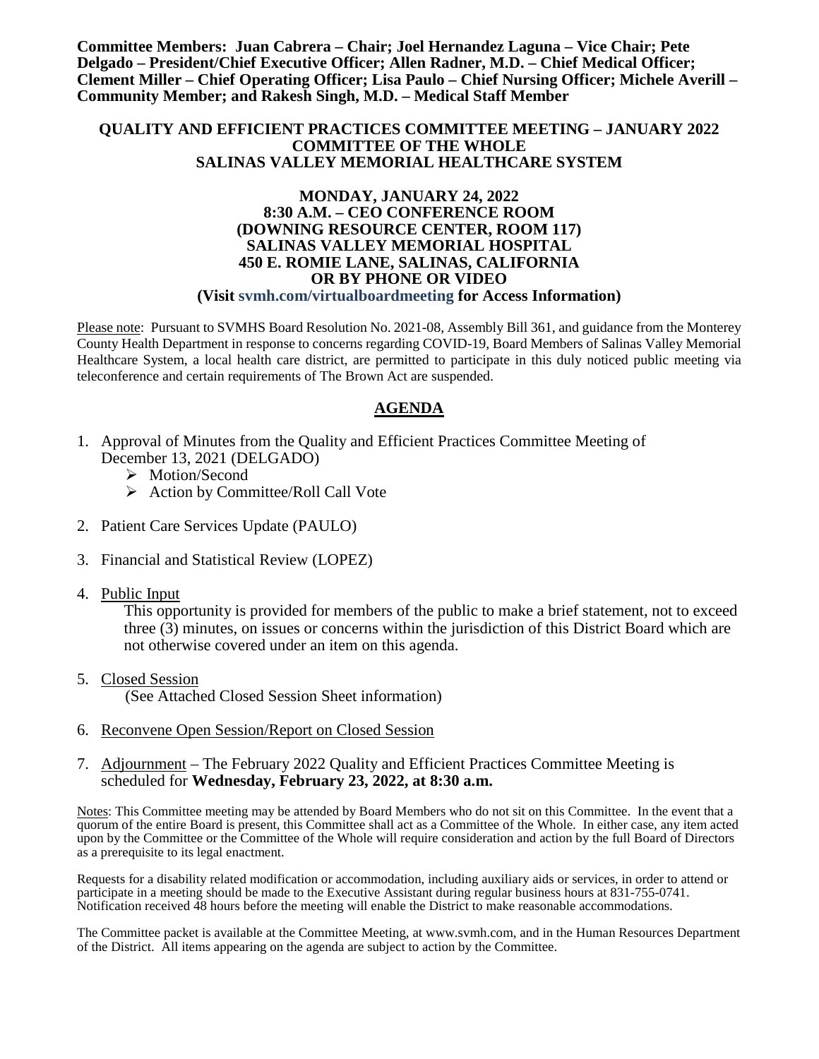**Committee Members: Juan Cabrera – Chair; Joel Hernandez Laguna – Vice Chair; Pete Delgado – President/Chief Executive Officer; Allen Radner, M.D. – Chief Medical Officer; Clement Miller – Chief Operating Officer; Lisa Paulo – Chief Nursing Officer; Michele Averill – Community Member; and Rakesh Singh, M.D. – Medical Staff Member**

**QUALITY AND EFFICIENT PRACTICES COMMITTEE MEETING – JANUARY 2022**
**COMMITTEE OF THE WHOLE**
**SALINAS VALLEY MEMORIAL HEALTHCARE SYSTEM**

**MONDAY, JANUARY 24, 2022**
**8:30 A.M. – CEO CONFERENCE ROOM**
**(DOWNING RESOURCE CENTER, ROOM 117)**
**SALINAS VALLEY MEMORIAL HOSPITAL**
**450 E. ROMIE LANE, SALINAS, CALIFORNIA**
**OR BY PHONE OR VIDEO**
**(Visit svmh.com/virtualboardmeeting for Access Information)**

Please note: Pursuant to SVMHS Board Resolution No. 2021-08, Assembly Bill 361, and guidance from the Monterey County Health Department in response to concerns regarding COVID-19, Board Members of Salinas Valley Memorial Healthcare System, a local health care district, are permitted to participate in this duly noticed public meeting via teleconference and certain requirements of The Brown Act are suspended.

## AGENDA

1. Approval of Minutes from the Quality and Efficient Practices Committee Meeting of December 13, 2021 (DELGADO)
   - Motion/Second
   - Action by Committee/Roll Call Vote
2. Patient Care Services Update (PAULO)
3. Financial and Statistical Review (LOPEZ)
4. Public Input
   This opportunity is provided for members of the public to make a brief statement, not to exceed three (3) minutes, on issues or concerns within the jurisdiction of this District Board which are not otherwise covered under an item on this agenda.
5. Closed Session
   (See Attached Closed Session Sheet information)
6. Reconvene Open Session/Report on Closed Session
7. Adjournment – The February 2022 Quality and Efficient Practices Committee Meeting is scheduled for **Wednesday, February 23, 2022, at 8:30 a.m.**

Notes: This Committee meeting may be attended by Board Members who do not sit on this Committee. In the event that a quorum of the entire Board is present, this Committee shall act as a Committee of the Whole. In either case, any item acted upon by the Committee or the Committee of the Whole will require consideration and action by the full Board of Directors as a prerequisite to its legal enactment.

Requests for a disability related modification or accommodation, including auxiliary aids or services, in order to attend or participate in a meeting should be made to the Executive Assistant during regular business hours at 831-755-0741. Notification received 48 hours before the meeting will enable the District to make reasonable accommodations.

The Committee packet is available at the Committee Meeting, at www.svmh.com, and in the Human Resources Department of the District. All items appearing on the agenda are subject to action by the Committee.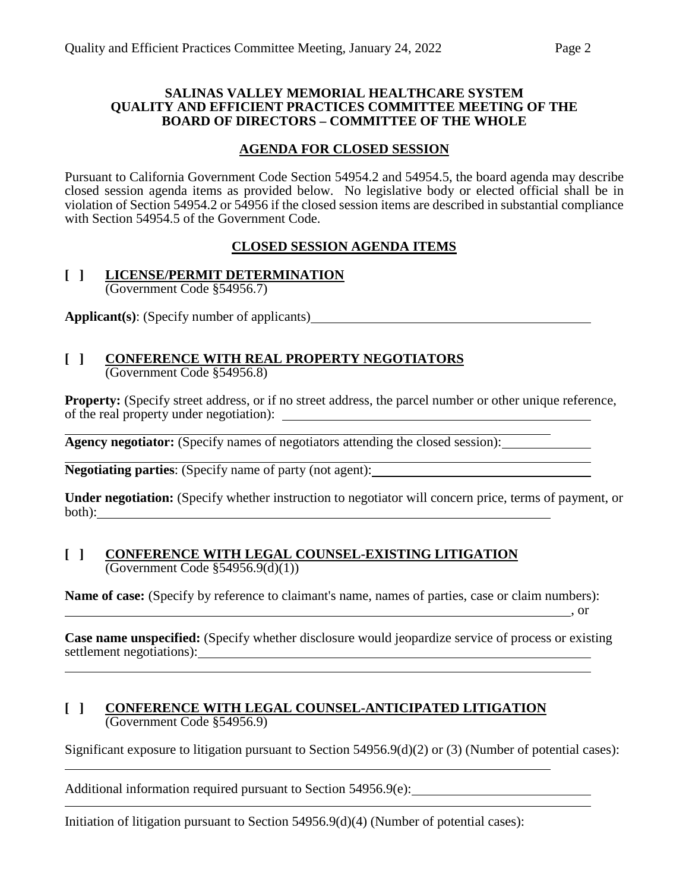**SALINAS VALLEY MEMORIAL HEALTHCARE SYSTEM**
**QUALITY AND EFFICIENT PRACTICES COMMITTEE MEETING OF THE BOARD OF DIRECTORS – COMMITTEE OF THE WHOLE**

## AGENDA FOR CLOSED SESSION

Pursuant to California Government Code Section 54954.2 and 54954.5, the board agenda may describe closed session agenda items as provided below. No legislative body or elected official shall be in violation of Section 54954.2 or 54956 if the closed session items are described in substantial compliance with Section 54954.5 of the Government Code.

## CLOSED SESSION AGENDA ITEMS

**[ ] LICENSE/PERMIT DETERMINATION**
(Government Code §54956.7)

**Applicant(s)**: (Specify number of applicants)\_\_\_\_\_\_\_\_\_\_\_\_\_\_\_\_\_\_\_\_\_\_\_\_\_\_\_\_\_\_\_\_\_\_\_\_\_\_\_\_

**[ ] CONFERENCE WITH REAL PROPERTY NEGOTIATORS**
(Government Code §54956.8)

**Property:** (Specify street address, or if no street address, the parcel number or other unique reference, of the real property under negotiation): \_\_\_\_\_\_\_\_\_\_\_\_\_\_\_\_\_\_\_\_\_\_\_\_\_\_\_\_\_\_\_\_\_\_\_\_\_\_\_\_

\_\_\_\_\_\_\_\_\_\_\_\_\_\_\_\_\_\_\_\_\_\_\_\_\_\_\_\_\_\_\_\_\_\_\_\_\_\_\_\_\_\_\_\_\_\_\_\_\_\_\_\_\_\_\_\_\_\_\_\_\_\_\_\_\_\_\_\_\_\_\_\_\_\_

**Agency negotiator:** (Specify names of negotiators attending the closed session):\_\_\_\_\_\_\_\_\_\_\_\_

\_\_\_\_\_\_\_\_\_\_\_\_\_\_\_\_\_\_\_\_\_\_\_\_\_\_\_\_\_\_\_\_\_\_\_\_\_\_\_\_\_\_\_\_\_\_\_\_\_\_\_\_\_\_\_\_\_\_\_\_\_\_\_\_\_\_\_\_\_\_\_\_\_\_\_\_\_\_

**Negotiating parties**: (Specify name of party (not agent):\_\_\_\_\_\_\_\_\_\_\_\_\_\_\_\_\_\_\_\_\_\_\_\_\_\_\_\_\_\_\_\_

**Under negotiation:** (Specify whether instruction to negotiator will concern price, terms of payment, or both):\_\_\_\_\_\_\_\_\_\_\_\_\_\_\_\_\_\_\_\_\_\_\_\_\_\_\_\_\_\_\_\_\_\_\_\_\_\_\_\_\_\_\_\_\_\_\_\_\_\_\_\_\_\_\_\_\_\_\_\_\_\_\_\_\_\_\_\_

**[ ] CONFERENCE WITH LEGAL COUNSEL-EXISTING LITIGATION**
(Government Code §54956.9(d)(1))

**Name of case:** (Specify by reference to claimant's name, names of parties, case or claim numbers):
\_\_\_\_\_\_\_\_\_\_\_\_\_\_\_\_\_\_\_\_\_\_\_\_\_\_\_\_\_\_\_\_\_\_\_\_\_\_\_\_\_\_\_\_\_\_\_\_\_\_\_\_\_\_\_\_\_\_\_\_\_\_\_\_\_\_\_\_\_\_\_\_\_\_\_, or

**Case name unspecified:** (Specify whether disclosure would jeopardize service of process or existing settlement negotiations):\_\_\_\_\_\_\_\_\_\_\_\_\_\_\_\_\_\_\_\_\_\_\_\_\_\_\_\_\_\_\_\_\_\_\_\_\_\_\_\_\_\_\_\_\_\_\_\_\_\_\_\_\_\_\_\_\_\_

\_\_\_\_\_\_\_\_\_\_\_\_\_\_\_\_\_\_\_\_\_\_\_\_\_\_\_\_\_\_\_\_\_\_\_\_\_\_\_\_\_\_\_\_\_\_\_\_\_\_\_\_\_\_\_\_\_\_\_\_\_\_\_\_\_\_\_\_\_\_\_\_\_\_\_\_\_\_

**[ ] CONFERENCE WITH LEGAL COUNSEL-ANTICIPATED LITIGATION**
(Government Code §54956.9)

Significant exposure to litigation pursuant to Section 54956.9(d)(2) or (3) (Number of potential cases):
\_\_\_\_\_\_\_\_\_\_\_\_\_\_\_\_\_\_\_\_\_\_\_\_\_\_\_\_\_\_\_\_\_\_\_\_\_\_\_\_\_\_\_\_\_\_\_\_\_\_\_\_\_\_\_\_\_\_\_\_\_\_\_\_\_\_\_\_\_\_\_\_\_\_

Additional information required pursuant to Section 54956.9(e):\_\_\_\_\_\_\_\_\_\_\_\_\_\_\_\_\_\_\_\_\_\_\_\_\_\_

\_\_\_\_\_\_\_\_\_\_\_\_\_\_\_\_\_\_\_\_\_\_\_\_\_\_\_\_\_\_\_\_\_\_\_\_\_\_\_\_\_\_\_\_\_\_\_\_\_\_\_\_\_\_\_\_\_\_\_\_\_\_\_\_\_\_\_\_\_\_\_\_\_\_\_\_\_\_

Initiation of litigation pursuant to Section 54956.9(d)(4) (Number of potential cases):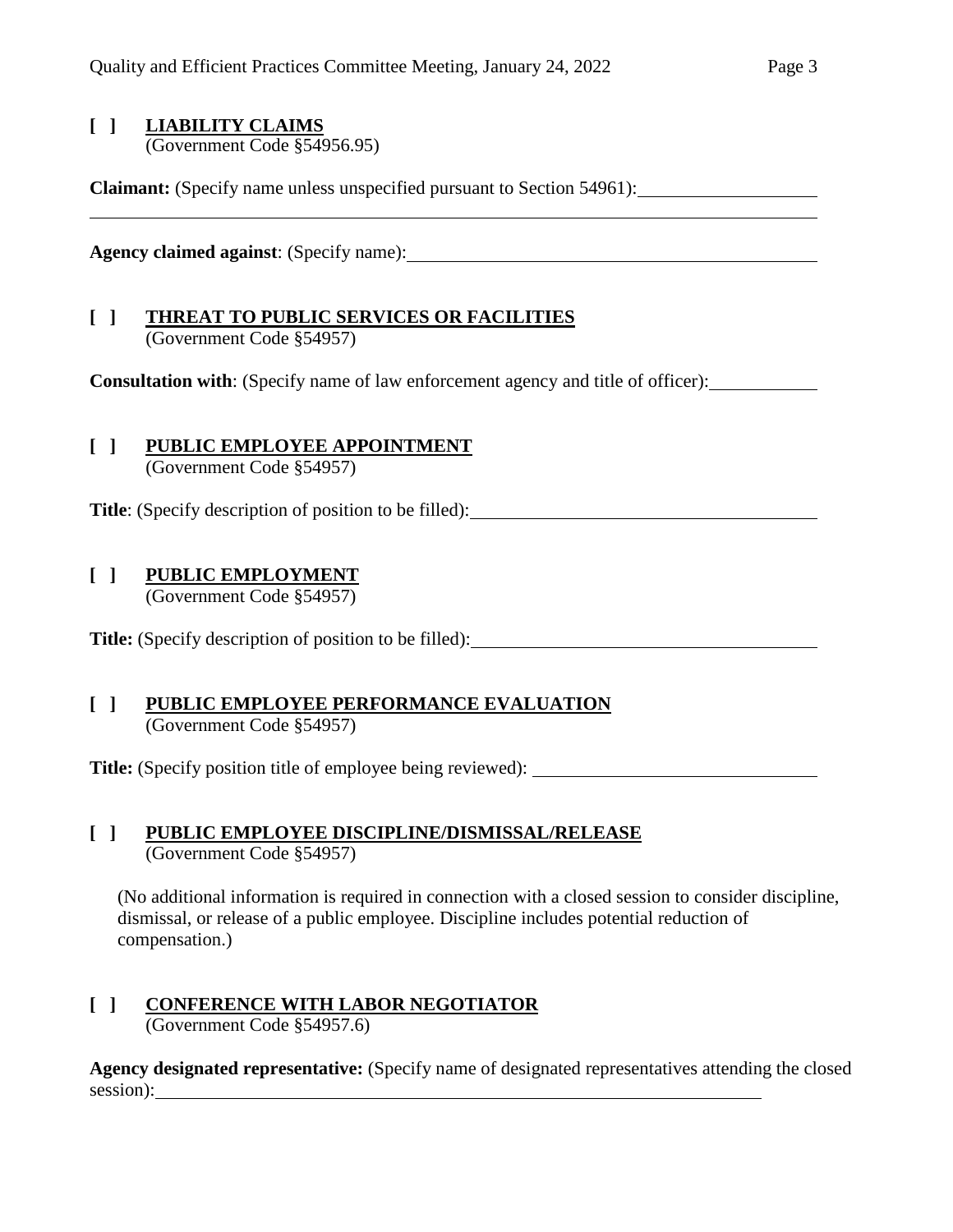[ ] **LIABILITY CLAIMS**
(Government Code §54956.95)

**Claimant:** (Specify name unless unspecified pursuant to Section 54961): ____________________

______________________________________________________________________

**Agency claimed against**: (Specify name): ____________________________________________

[ ] **THREAT TO PUBLIC SERVICES OR FACILITIES**
(Government Code §54957)

**Consultation with**: (Specify name of law enforcement agency and title of officer): ____________

[ ] **PUBLIC EMPLOYEE APPOINTMENT**
(Government Code §54957)

**Title**: (Specify description of position to be filled): ______________________________________

[ ] **PUBLIC EMPLOYMENT**
(Government Code §54957)

**Title:** (Specify description of position to be filled): ______________________________________

[ ] **PUBLIC EMPLOYEE PERFORMANCE EVALUATION**
(Government Code §54957)

**Title:** (Specify position title of employee being reviewed): ________________________________

[ ] **PUBLIC EMPLOYEE DISCIPLINE/DISMISSAL/RELEASE**
(Government Code §54957)

(No additional information is required in connection with a closed session to consider discipline, dismissal, or release of a public employee. Discipline includes potential reduction of compensation.)

[ ] **CONFERENCE WITH LABOR NEGOTIATOR**
(Government Code §54957.6)

**Agency designated representative:** (Specify name of designated representatives attending the closed session): ______________________________________________________________________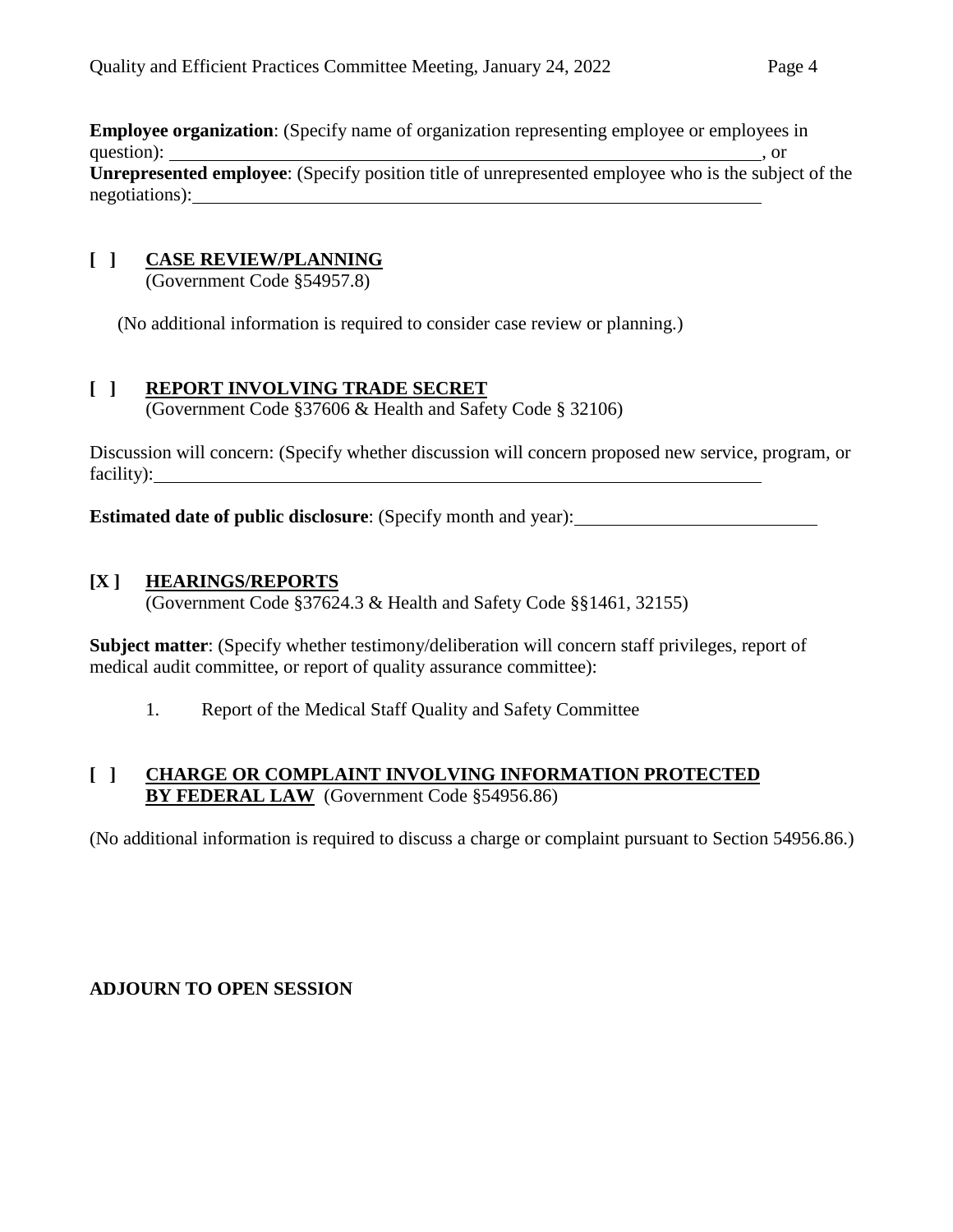**Employee organization**: (Specify name of organization representing employee or employees in question): ______________________________________________________________, or
**Unrepresented employee**: (Specify position title of unrepresented employee who is the subject of the negotiations): ______________________________________________________________

**[ ] CASE REVIEW/PLANNING**
(Government Code §54957.8)

(No additional information is required to consider case review or planning.)

**[ ] REPORT INVOLVING TRADE SECRET**
(Government Code §37606 & Health and Safety Code § 32106)

Discussion will concern: (Specify whether discussion will concern proposed new service, program, or facility): ______________________________________________________________

**Estimated date of public disclosure**: (Specify month and year): __________________________

**[X ] HEARINGS/REPORTS**
(Government Code §37624.3 & Health and Safety Code §§1461, 32155)

**Subject matter**: (Specify whether testimony/deliberation will concern staff privileges, report of medical audit committee, or report of quality assurance committee):

1. Report of the Medical Staff Quality and Safety Committee

**[ ] CHARGE OR COMPLAINT INVOLVING INFORMATION PROTECTED BY FEDERAL LAW** (Government Code §54956.86)

(No additional information is required to discuss a charge or complaint pursuant to Section 54956.86.)

**ADJOURN TO OPEN SESSION**